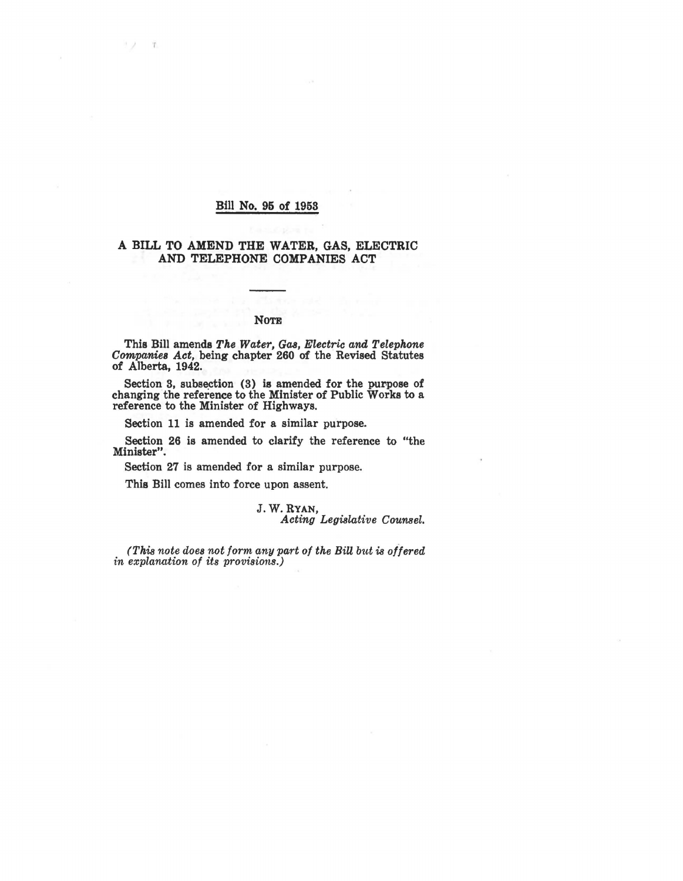## Bill No. 95 of 1953

# A BILL TO AMEND THE WATER, GAS, ELECTRIC AND TELEPHONE COMPANIES ACT

### NOTE

This Bill amends *The Water, Gas, Electric and Telephone Companies Act*, being chapter 260 of the Revised Statutes of Alberta, 1942.

Section 3, subsection (3) is amended for the purpose of changing the reference to the Minister of Public Works to a reference to the Minister of Highways.

Section 11 is amended for a similar purpose.

Section 26 is amended to clarify the reference to "the Minister".

Section 27 is amended for a similar purpose.

This Bill comes into force upon assent.

J. W. RYAN,
*Acting Legislative Counsel.*

*(This note does not form any part of the Bill but is offered in explanation of its provisions.)*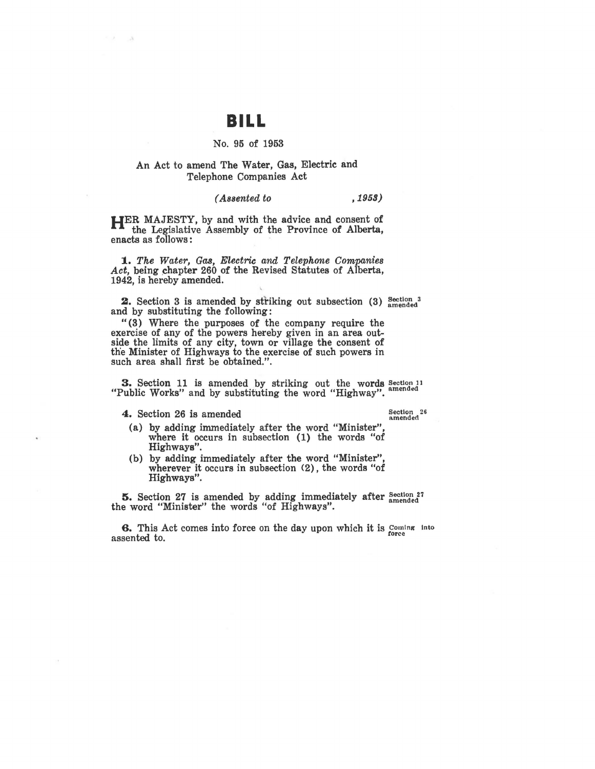# BILL

No. 95 of 1953

An Act to amend The Water, Gas, Electric and Telephone Companies Act

*(Assented to , 1953)*

HER MAJESTY, by and with the advice and consent of the Legislative Assembly of the Province of Alberta, enacts as follows:

**1.** *The Water, Gas, Electric and Telephone Companies Act*, being chapter 260 of the Revised Statutes of Alberta, 1942, is hereby amended.

**2.** Section 3 is amended by striking out subsection (3) and by substituting the following: *Section 3 amended*

"(3) Where the purposes of the company require the exercise of any of the powers hereby given in an area outside the limits of any city, town or village the consent of the Minister of Highways to the exercise of such powers in such area shall first be obtained.".

**3.** Section 11 is amended by striking out the words "Public Works" and by substituting the word "Highway". *Section 11 amended*

**4.** Section 26 is amended *Section 26 amended*

(a) by adding immediately after the word "Minister", where it occurs in subsection (1) the words "of Highways".

(b) by adding immediately after the word "Minister", wherever it occurs in subsection (2), the words "of Highways".

**5.** Section 27 is amended by adding immediately after the word "Minister" the words "of Highways". *Section 27 amended*

**6.** This Act comes into force on the day upon which it is assented to. *Coming into force*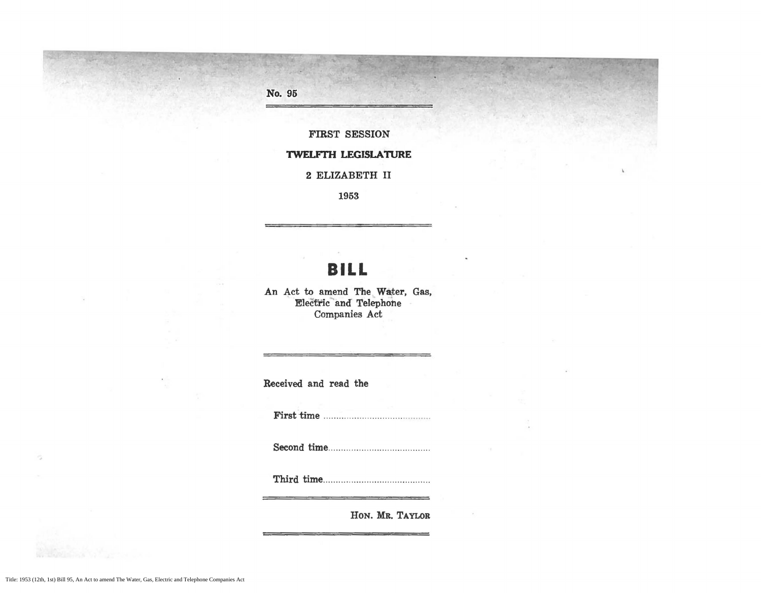No. 95

FIRST SESSION

TWELFTH LEGISLATURE

2 ELIZABETH II

1953

# BILL

An Act to amend The Water, Gas, Electric and Telephone Companies Act

Received and read the

First time ..........................................

Second time..........................................

Third time..........................................

HON. MR. TAYLOR